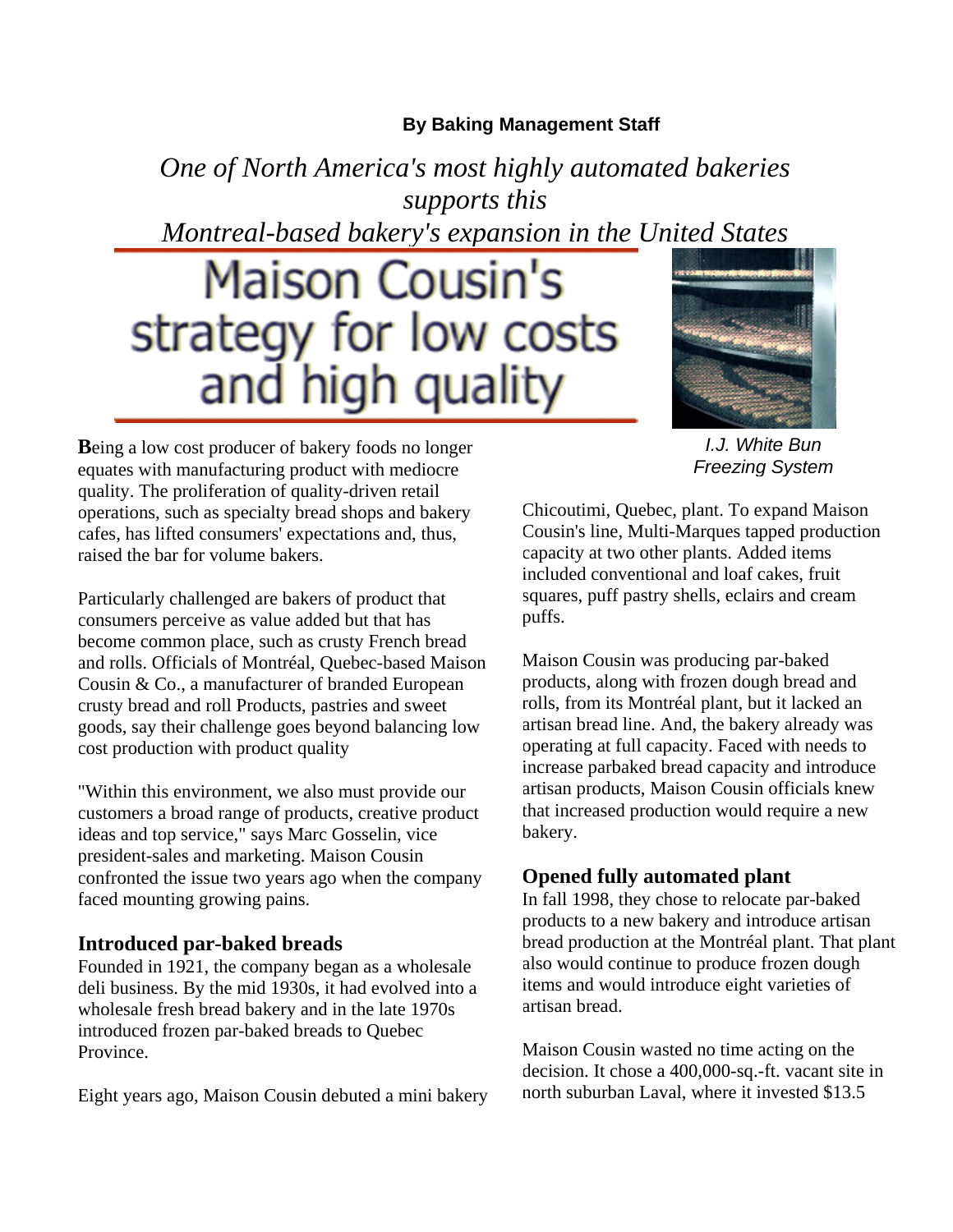**By Baking Management Staff**

*One of North America's most highly automated bakeries supports this Montreal-based bakery's expansion in the United States*

# Maison Cousin's strategy for low costs and high quality

*I.J. White Bun Freezing System*

**B**eing a low cost producer of bakery foods no longer equates with manufacturing product with mediocre quality. The proliferation of quality-driven retail operations, such as specialty bread shops and bakery cafes, has lifted consumers' expectations and, thus, raised the bar for volume bakers.

Particularly challenged are bakers of product that consumers perceive as value added but that has become common place, such as crusty French bread and rolls. Officials of Montréal, Quebec-based Maison Cousin & Co., a manufacturer of branded European crusty bread and roll Products, pastries and sweet goods, say their challenge goes beyond balancing low cost production with product quality

"Within this environment, we also must provide our customers a broad range of products, creative product ideas and top service," says Marc Gosselin, vice president-sales and marketing. Maison Cousin confronted the issue two years ago when the company faced mounting growing pains.

## Introduced par-baked breads

Founded in 1921, the company began as a wholesale deli business. By the mid 1930s, it had evolved into a wholesale fresh bread bakery and in the late 1970s introduced frozen par-baked breads to Quebec Province.

Eight years ago, Maison Cousin debuted a mini bakery Chicoutimi, Quebec, plant. To expand Maison Cousin's line, Multi-Marques tapped production capacity at two other plants. Added items included conventional and loaf cakes, fruit squares, puff pastry shells, eclairs and cream puffs.

Maison Cousin was producing par-baked products, along with frozen dough bread and rolls, from its Montréal plant, but it lacked an artisan bread line. And, the bakery already was operating at full capacity. Faced with needs to increase parbaked bread capacity and introduce artisan products, Maison Cousin officials knew that increased production would require a new bakery.

## Opened fully automated plant

In fall 1998, they chose to relocate par-baked products to a new bakery and introduce artisan bread production at the Montréal plant. That plant also would continue to produce frozen dough items and would introduce eight varieties of artisan bread.

Maison Cousin wasted no time acting on the decision. It chose a 400,000-sq.-ft. vacant site in north suburban Laval, where it invested $13.5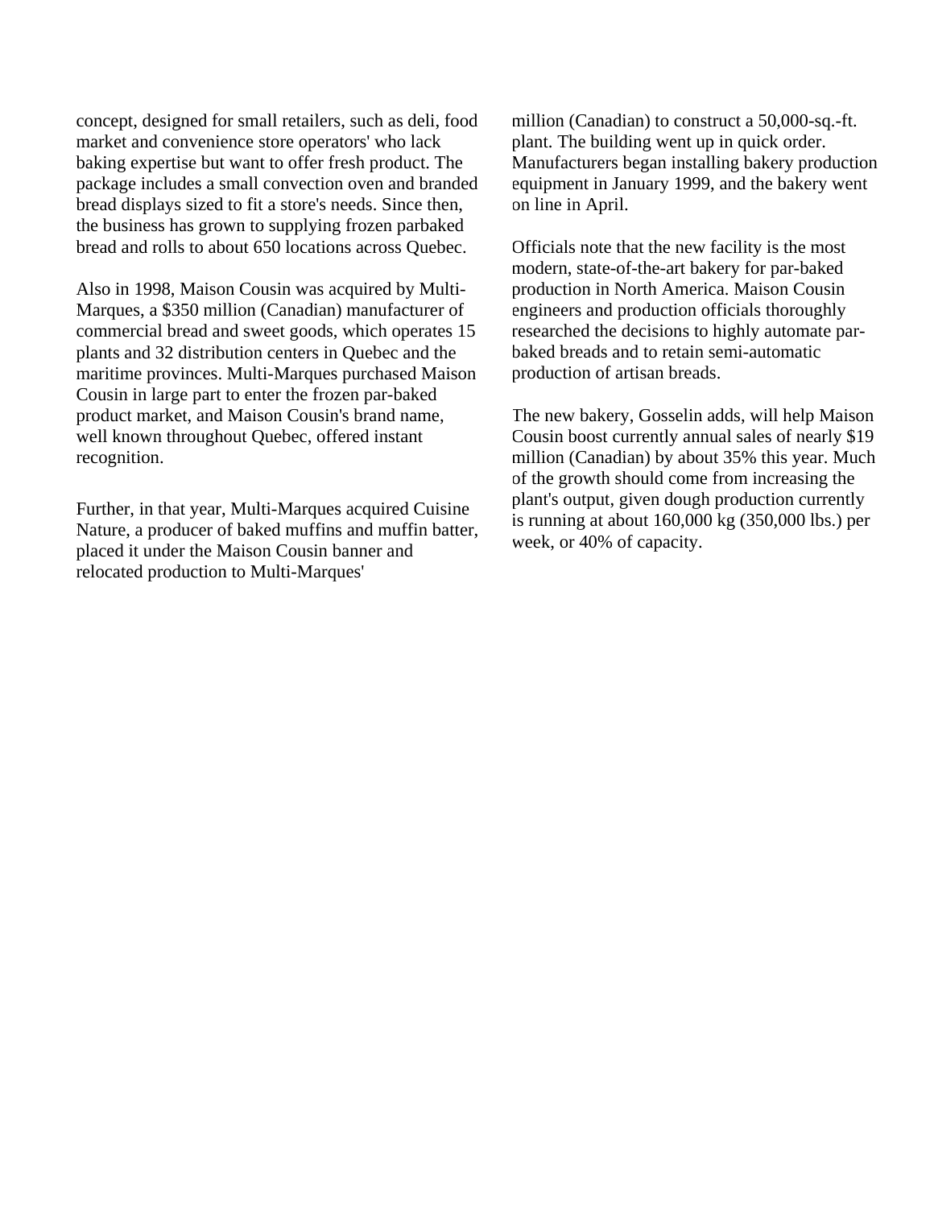concept, designed for small retailers, such as deli, food market and convenience store operators' who lack baking expertise but want to offer fresh product. The package includes a small convection oven and branded bread displays sized to fit a store's needs. Since then, the business has grown to supplying frozen parbaked bread and rolls to about 650 locations across Quebec.

Also in 1998, Maison Cousin was acquired by Multi-Marques, a $350 million (Canadian) manufacturer of commercial bread and sweet goods, which operates 15 plants and 32 distribution centers in Quebec and the maritime provinces. Multi-Marques purchased Maison Cousin in large part to enter the frozen par-baked product market, and Maison Cousin's brand name, well known throughout Quebec, offered instant recognition.

Further, in that year, Multi-Marques acquired Cuisine Nature, a producer of baked muffins and muffin batter, placed it under the Maison Cousin banner and relocated production to Multi-Marques'

million (Canadian) to construct a 50,000-sq.-ft. plant. The building went up in quick order. Manufacturers began installing bakery production equipment in January 1999, and the bakery went on line in April.

Officials note that the new facility is the most modern, state-of-the-art bakery for par-baked production in North America. Maison Cousin engineers and production officials thoroughly researched the decisions to highly automate par-baked breads and to retain semi-automatic production of artisan breads.

The new bakery, Gosselin adds, will help Maison Cousin boost currently annual sales of nearly $19 million (Canadian) by about 35% this year. Much of the growth should come from increasing the plant's output, given dough production currently is running at about 160,000 kg (350,000 lbs.) per week, or 40% of capacity.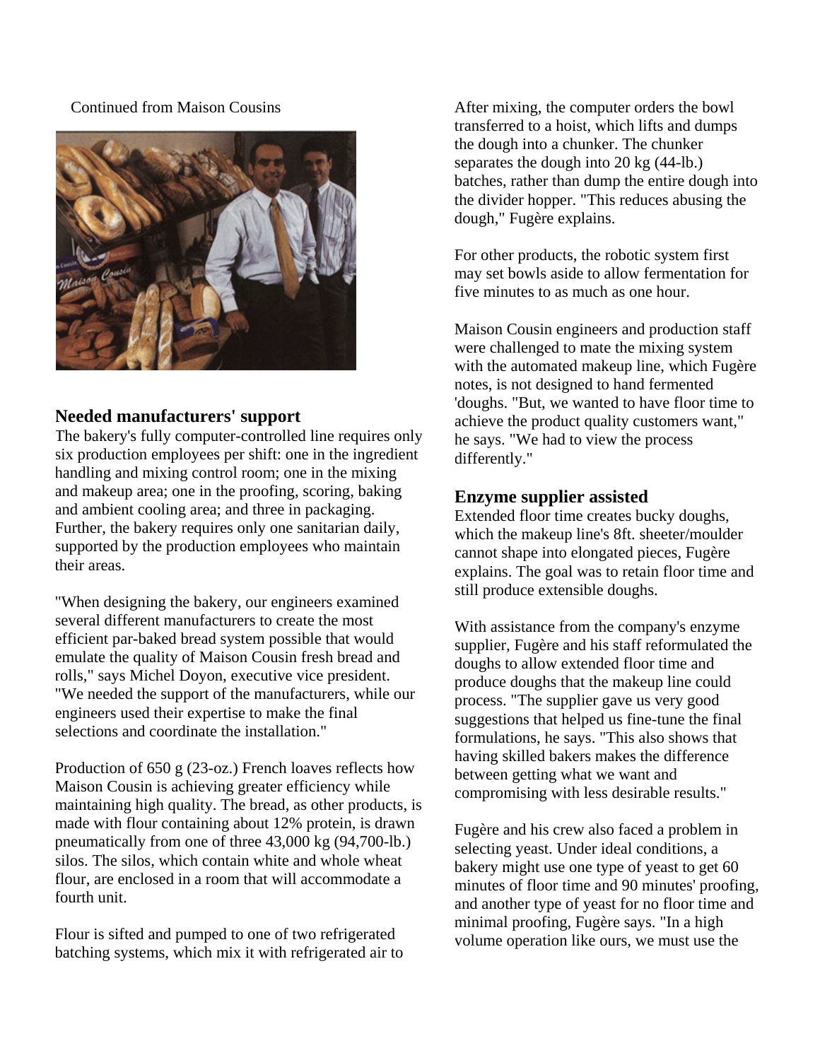Continued from Maison Cousins

## Needed manufacturers' support

The bakery's fully computer-controlled line requires only six production employees per shift: one in the ingredient handling and mixing control room; one in the mixing and makeup area; one in the proofing, scoring, baking and ambient cooling area; and three in packaging. Further, the bakery requires only one sanitarian daily, supported by the production employees who maintain their areas.

"When designing the bakery, our engineers examined several different manufacturers to create the most efficient par-baked bread system possible that would emulate the quality of Maison Cousin fresh bread and rolls," says Michel Doyon, executive vice president. "We needed the support of the manufacturers, while our engineers used their expertise to make the final selections and coordinate the installation."

Production of 650 g (23-oz.) French loaves reflects how Maison Cousin is achieving greater efficiency while maintaining high quality. The bread, as other products, is made with flour containing about 12% protein, is drawn pneumatically from one of three 43,000 kg (94,700-lb.) silos. The silos, which contain white and whole wheat flour, are enclosed in a room that will accommodate a fourth unit.

Flour is sifted and pumped to one of two refrigerated batching systems, which mix it with refrigerated air to

After mixing, the computer orders the bowl transferred to a hoist, which lifts and dumps the dough into a chunker. The chunker separates the dough into 20 kg (44-lb.) batches, rather than dump the entire dough into the divider hopper. "This reduces abusing the dough," Fugère explains.

For other products, the robotic system first may set bowls aside to allow fermentation for five minutes to as much as one hour.

Maison Cousin engineers and production staff were challenged to mate the mixing system with the automated makeup line, which Fugère notes, is not designed to hand fermented 'doughs. "But, we wanted to have floor time to achieve the product quality customers want," he says. "We had to view the process differently."

## Enzyme supplier assisted

Extended floor time creates bucky doughs, which the makeup line's 8ft. sheeter/moulder cannot shape into elongated pieces, Fugère explains. The goal was to retain floor time and still produce extensible doughs.

With assistance from the company's enzyme supplier, Fugère and his staff reformulated the doughs to allow extended floor time and produce doughs that the makeup line could process. "The supplier gave us very good suggestions that helped us fine-tune the final formulations, he says. "This also shows that having skilled bakers makes the difference between getting what we want and compromising with less desirable results."

Fugère and his crew also faced a problem in selecting yeast. Under ideal conditions, a bakery might use one type of yeast to get 60 minutes of floor time and 90 minutes' proofing, and another type of yeast for no floor time and minimal proofing, Fugère says. "In a high volume operation like ours, we must use the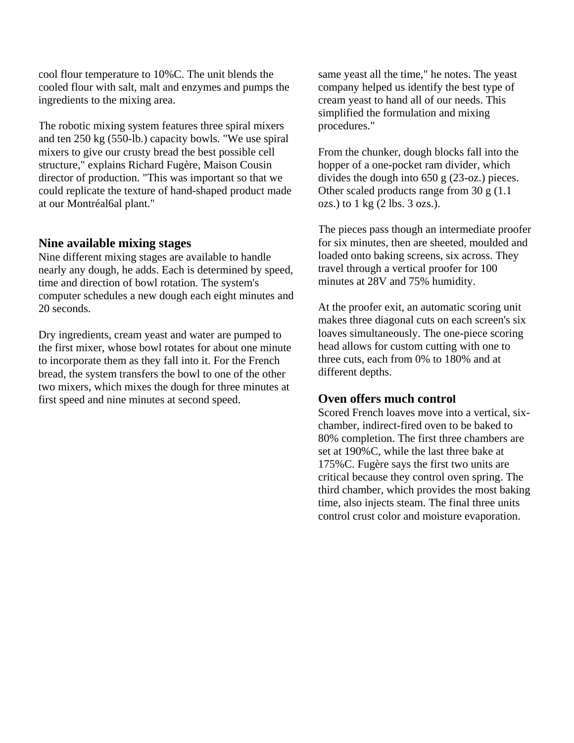cool flour temperature to 10%C. The unit blends the cooled flour with salt, malt and enzymes and pumps the ingredients to the mixing area.

The robotic mixing system features three spiral mixers and ten 250 kg (550-lb.) capacity bowls. "We use spiral mixers to give our crusty bread the best possible cell structure," explains Richard Fugère, Maison Cousin director of production. "This was important so that we could replicate the texture of hand-shaped product made at our Montréal6al plant."

## Nine available mixing stages

Nine different mixing stages are available to handle nearly any dough, he adds. Each is determined by speed, time and direction of bowl rotation. The system's computer schedules a new dough each eight minutes and 20 seconds.

Dry ingredients, cream yeast and water are pumped to the first mixer, whose bowl rotates for about one minute to incorporate them as they fall into it. For the French bread, the system transfers the bowl to one of the other two mixers, which mixes the dough for three minutes at first speed and nine minutes at second speed.

same yeast all the time," he notes. The yeast company helped us identify the best type of cream yeast to hand all of our needs. This simplified the formulation and mixing procedures."

From the chunker, dough blocks fall into the hopper of a one-pocket ram divider, which divides the dough into 650 g (23-oz.) pieces. Other scaled products range from 30 g (1.1 ozs.) to 1 kg (2 lbs. 3 ozs.).

The pieces pass though an intermediate proofer for six minutes, then are sheeted, moulded and loaded onto baking screens, six across. They travel through a vertical proofer for 100 minutes at 28V and 75% humidity.

At the proofer exit, an automatic scoring unit makes three diagonal cuts on each screen's six loaves simultaneously. The one-piece scoring head allows for custom cutting with one to three cuts, each from 0% to 180% and at different depths.

## Oven offers much control

Scored French loaves move into a vertical, six-chamber, indirect-fired oven to be baked to 80% completion. The first three chambers are set at 190%C, while the last three bake at 175%C. Fugère says the first two units are critical because they control oven spring. The third chamber, which provides the most baking time, also injects steam. The final three units control crust color and moisture evaporation.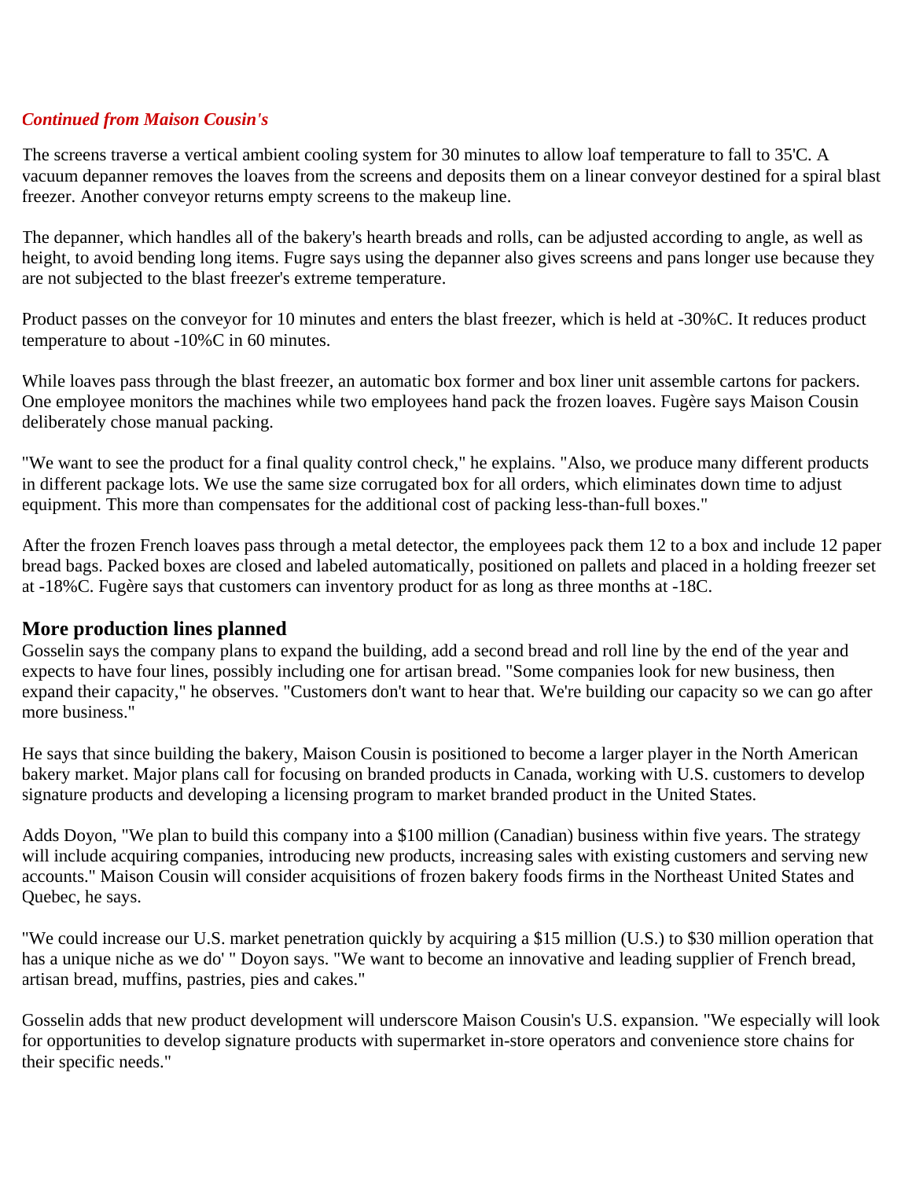*Continued from Maison Cousin's*

The screens traverse a vertical ambient cooling system for 30 minutes to allow loaf temperature to fall to 35'C. A vacuum depanner removes the loaves from the screens and deposits them on a linear conveyor destined for a spiral blast freezer. Another conveyor returns empty screens to the makeup line.

The depanner, which handles all of the bakery's hearth breads and rolls, can be adjusted according to angle, as well as height, to avoid bending long items. Fugre says using the depanner also gives screens and pans longer use because they are not subjected to the blast freezer's extreme temperature.

Product passes on the conveyor for 10 minutes and enters the blast freezer, which is held at -30%C. It reduces product temperature to about -10%C in 60 minutes.

While loaves pass through the blast freezer, an automatic box former and box liner unit assemble cartons for packers. One employee monitors the machines while two employees hand pack the frozen loaves. Fugère says Maison Cousin deliberately chose manual packing.

"We want to see the product for a final quality control check," he explains. "Also, we produce many different products in different package lots. We use the same size corrugated box for all orders, which eliminates down time to adjust equipment. This more than compensates for the additional cost of packing less-than-full boxes."

After the frozen French loaves pass through a metal detector, the employees pack them 12 to a box and include 12 paper bread bags. Packed boxes are closed and labeled automatically, positioned on pallets and placed in a holding freezer set at -18%C. Fugère says that customers can inventory product for as long as three months at -18C.

### More production lines planned

Gosselin says the company plans to expand the building, add a second bread and roll line by the end of the year and expects to have four lines, possibly including one for artisan bread. "Some companies look for new business, then expand their capacity," he observes. "Customers don't want to hear that. We're building our capacity so we can go after more business."

He says that since building the bakery, Maison Cousin is positioned to become a larger player in the North American bakery market. Major plans call for focusing on branded products in Canada, working with U.S. customers to develop signature products and developing a licensing program to market branded product in the United States.

Adds Doyon, "We plan to build this company into a $100 million (Canadian) business within five years. The strategy will include acquiring companies, introducing new products, increasing sales with existing customers and serving new accounts." Maison Cousin will consider acquisitions of frozen bakery foods firms in the Northeast United States and Quebec, he says.

"We could increase our U.S. market penetration quickly by acquiring a $15 million (U.S.) to $30 million operation that has a unique niche as we do' " Doyon says. "We want to become an innovative and leading supplier of French bread, artisan bread, muffins, pastries, pies and cakes."

Gosselin adds that new product development will underscore Maison Cousin's U.S. expansion. "We especially will look for opportunities to develop signature products with supermarket in-store operators and convenience store chains for their specific needs."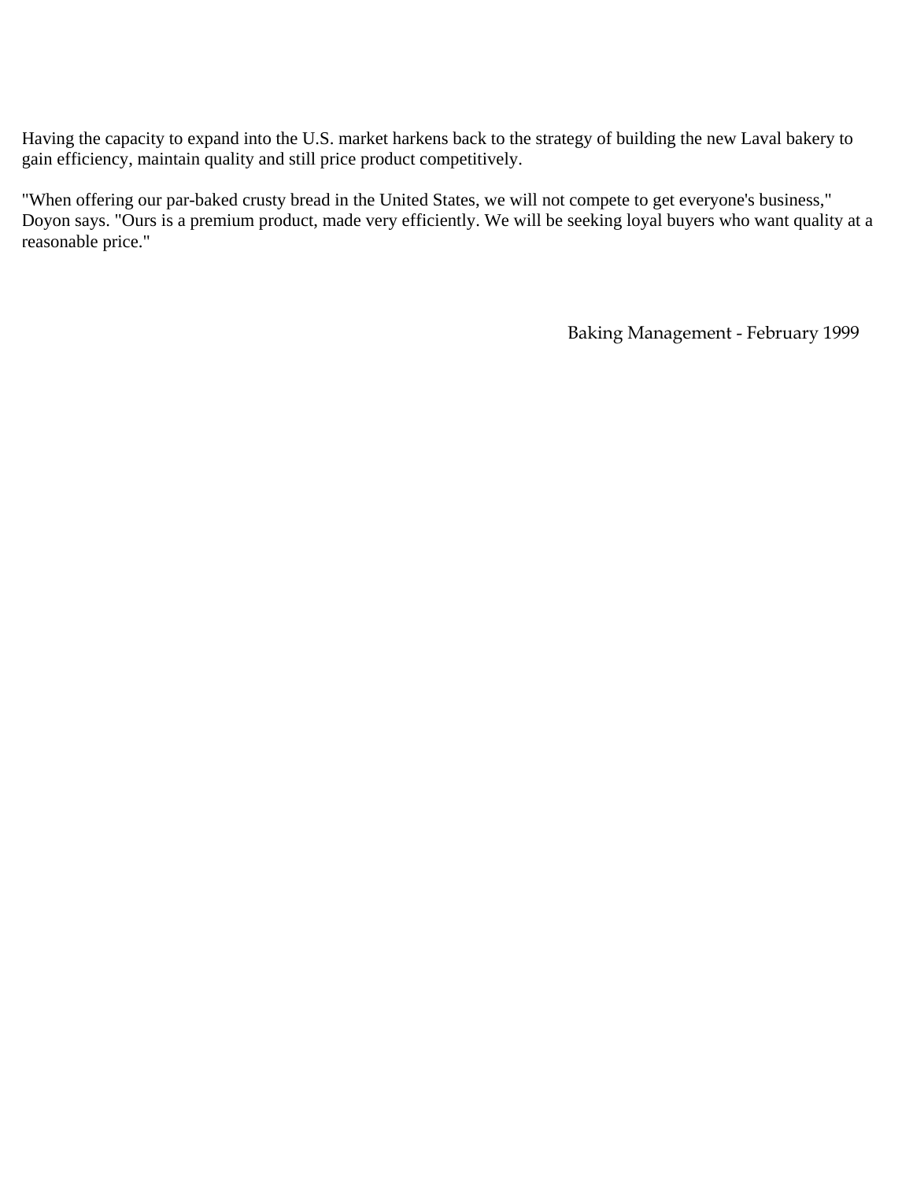Having the capacity to expand into the U.S. market harkens back to the strategy of building the new Laval bakery to gain efficiency, maintain quality and still price product competitively.

"When offering our par-baked crusty bread in the United States, we will not compete to get everyone's business," Doyon says. "Ours is a premium product, made very efficiently. We will be seeking loyal buyers who want quality at a reasonable price."

Baking Management - February 1999